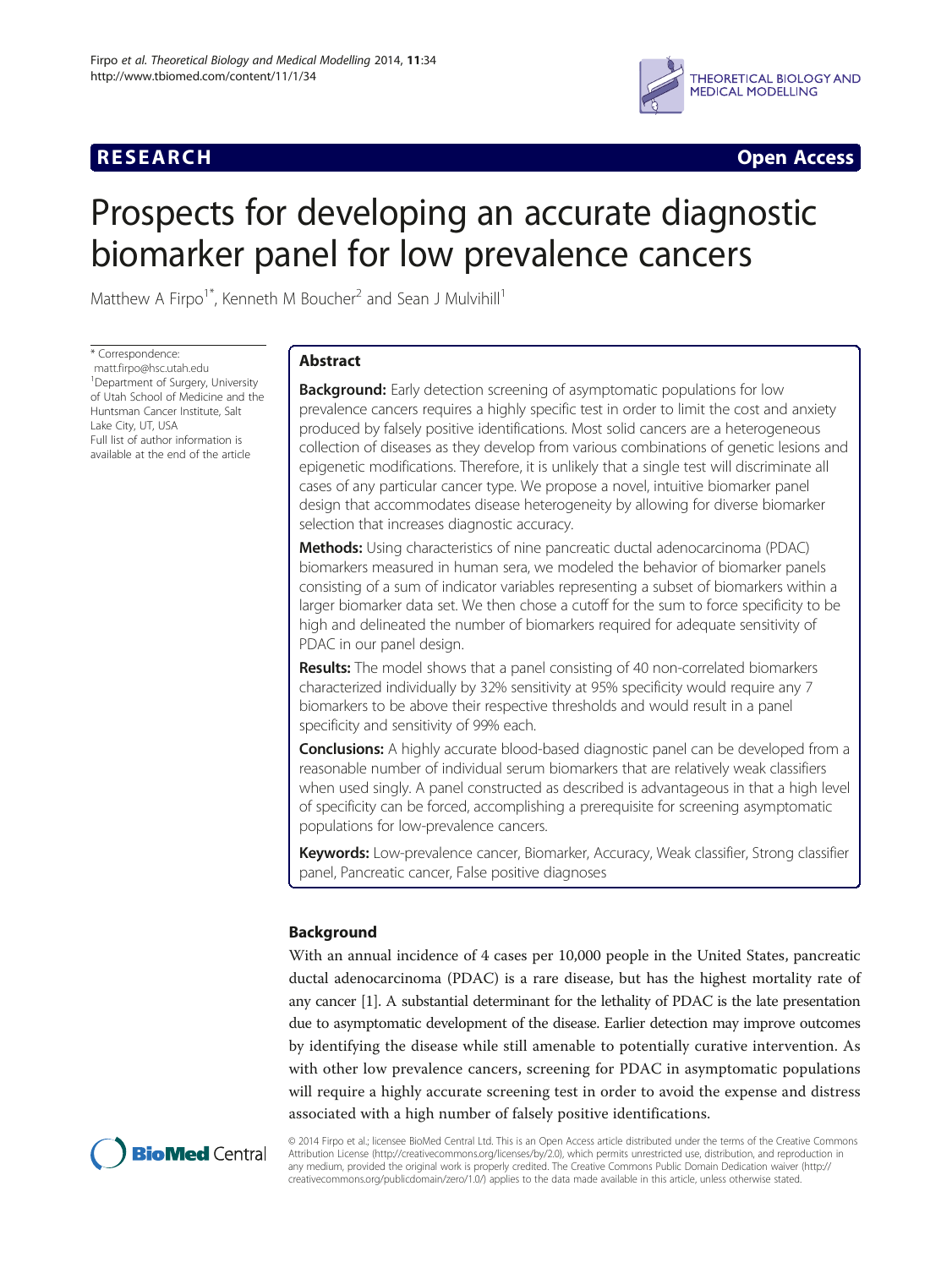**RESEARCH** **Open Access**

# Prospects for developing an accurate diagnostic biomarker panel for low prevalence cancers

Matthew A Firpo[1*], Kenneth M Boucher[2] and Sean J Mulvihill[1]

\* Correspondence: matt.firpo@hsc.utah.edu
[1]Department of Surgery, University of Utah School of Medicine and the Huntsman Cancer Institute, Salt Lake City, UT, USA
Full list of author information is available at the end of the article

## Abstract

**Background:** Early detection screening of asymptomatic populations for low prevalence cancers requires a highly specific test in order to limit the cost and anxiety produced by falsely positive identifications. Most solid cancers are a heterogeneous collection of diseases as they develop from various combinations of genetic lesions and epigenetic modifications. Therefore, it is unlikely that a single test will discriminate all cases of any particular cancer type. We propose a novel, intuitive biomarker panel design that accommodates disease heterogeneity by allowing for diverse biomarker selection that increases diagnostic accuracy.

**Methods:** Using characteristics of nine pancreatic ductal adenocarcinoma (PDAC) biomarkers measured in human sera, we modeled the behavior of biomarker panels consisting of a sum of indicator variables representing a subset of biomarkers within a larger biomarker data set. We then chose a cutoff for the sum to force specificity to be high and delineated the number of biomarkers required for adequate sensitivity of PDAC in our panel design.

**Results:** The model shows that a panel consisting of 40 non-correlated biomarkers characterized individually by 32% sensitivity at 95% specificity would require any 7 biomarkers to be above their respective thresholds and would result in a panel specificity and sensitivity of 99% each.

**Conclusions:** A highly accurate blood-based diagnostic panel can be developed from a reasonable number of individual serum biomarkers that are relatively weak classifiers when used singly. A panel constructed as described is advantageous in that a high level of specificity can be forced, accomplishing a prerequisite for screening asymptomatic populations for low-prevalence cancers.

**Keywords:** Low-prevalence cancer, Biomarker, Accuracy, Weak classifier, Strong classifier panel, Pancreatic cancer, False positive diagnoses

## Background

With an annual incidence of 4 cases per 10,000 people in the United States, pancreatic ductal adenocarcinoma (PDAC) is a rare disease, but has the highest mortality rate of any cancer [1]. A substantial determinant for the lethality of PDAC is the late presentation due to asymptomatic development of the disease. Earlier detection may improve outcomes by identifying the disease while still amenable to potentially curative intervention. As with other low prevalence cancers, screening for PDAC in asymptomatic populations will require a highly accurate screening test in order to avoid the expense and distress associated with a high number of falsely positive identifications.

© 2014 Firpo et al.; licensee BioMed Central Ltd. This is an Open Access article distributed under the terms of the Creative Commons Attribution License (http://creativecommons.org/licenses/by/2.0), which permits unrestricted use, distribution, and reproduction in any medium, provided the original work is properly credited. The Creative Commons Public Domain Dedication waiver (http://creativecommons.org/publicdomain/zero/1.0/) applies to the data made available in this article, unless otherwise stated.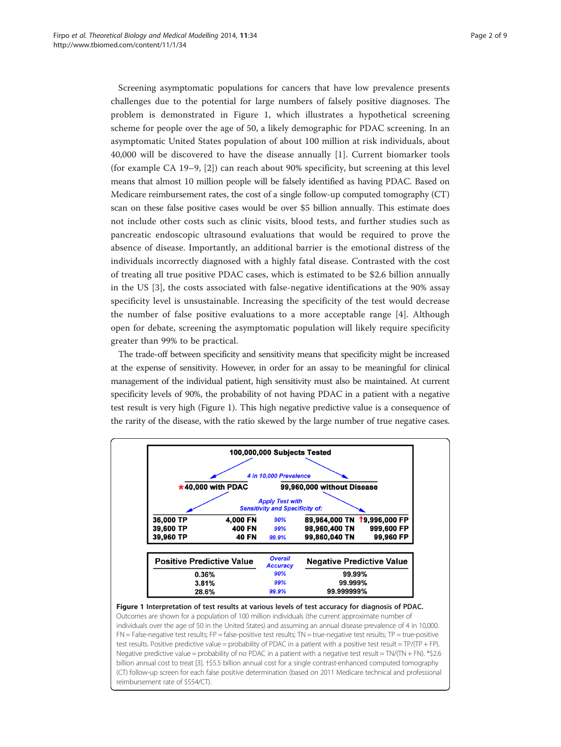Screening asymptomatic populations for cancers that have low prevalence presents challenges due to the potential for large numbers of falsely positive diagnoses. The problem is demonstrated in Figure 1, which illustrates a hypothetical screening scheme for people over the age of 50, a likely demographic for PDAC screening. In an asymptomatic United States population of about 100 million at risk individuals, about 40,000 will be discovered to have the disease annually [1]. Current biomarker tools (for example CA 19–9, [2]) can reach about 90% specificity, but screening at this level means that almost 10 million people will be falsely identified as having PDAC. Based on Medicare reimbursement rates, the cost of a single follow-up computed tomography (CT) scan on these false positive cases would be over \$5 billion annually. This estimate does not include other costs such as clinic visits, blood tests, and further studies such as pancreatic endoscopic ultrasound evaluations that would be required to prove the absence of disease. Importantly, an additional barrier is the emotional distress of the individuals incorrectly diagnosed with a highly fatal disease. Contrasted with the cost of treating all true positive PDAC cases, which is estimated to be \$2.6 billion annually in the US [3], the costs associated with false-negative identifications at the 90% assay specificity level is unsustainable. Increasing the specificity of the test would decrease the number of false positive evaluations to a more acceptable range [4]. Although open for debate, screening the asymptomatic population will likely require specificity greater than 99% to be practical.

The trade-off between specificity and sensitivity means that specificity might be increased at the expense of sensitivity. However, in order for an assay to be meaningful for clinical management of the individual patient, high sensitivity must also be maintained. At current specificity levels of 90%, the probability of not having PDAC in a patient with a negative test result is very high (Figure 1). This high negative predictive value is a consequence of the rarity of the disease, with the ratio skewed by the large number of true negative cases.

**100,000,000 Subjects Tested**

*4 in 10,000 Prevalence*

*40,000 with PDAC | 99,960,000 without Disease

*Apply Test with Sensitivity and Specificity of:*

| TP | FN | Sensitivity and Specificity | TN | FP |
|---|---|---|---|---|
| 36,000 TP | 4,000 FN | 90% | 89,964,000 TN | †9,996,000 FP |
| 39,600 TP | 400 FN | 99% | 98,960,400 TN | 999,600 FP |
| 39,960 TP | 40 FN | 99.9% | 99,860,040 TN | 99,960 FP |

| Positive Predictive Value | Overall Accuracy | Negative Predictive Value |
|---|---|---|
| 0.36% | 90% | 99.99% |
| 3.81% | 99% | 99.999% |
| 28.6% | 99.9% | 99.999999% |

**Figure 1 Interpretation of test results at various levels of test accuracy for diagnosis of PDAC.** Outcomes are shown for a population of 100 million individuals (the current approximate number of individuals over the age of 50 in the United States) and assuming an annual disease prevalence of 4 in 10,000. FN = False-negative test results; FP = false-positive test results; TN = true-negative test results; TP = true-positive test results. Positive predictive value = probability of PDAC in a patient with a positive test result = TP/(TP + FP). Negative predictive value = probability of no PDAC in a patient with a negative test result = TN/(TN + FN). *\$2.6 billion annual cost to treat [3]. †\$5.5 billion annual cost for a single contrast-enhanced computed tomography (CT) follow-up screen for each false positive determination (based on 2011 Medicare technical and professional reimbursement rate of \$554/CT).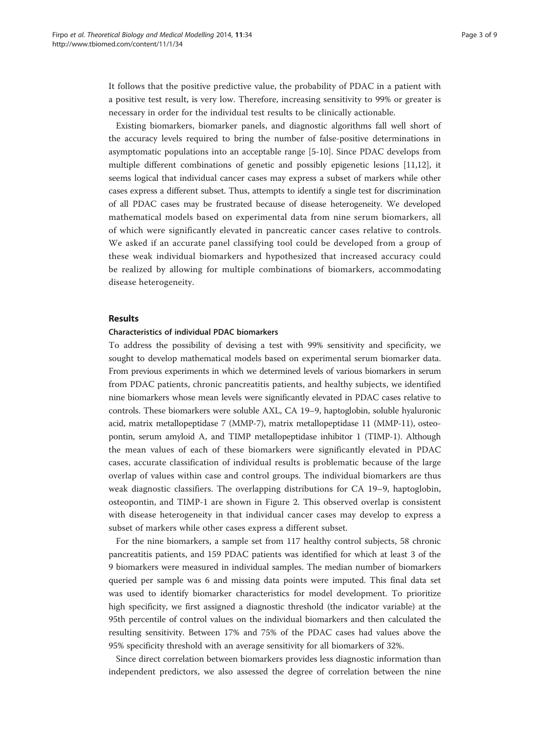It follows that the positive predictive value, the probability of PDAC in a patient with a positive test result, is very low. Therefore, increasing sensitivity to 99% or greater is necessary in order for the individual test results to be clinically actionable.

Existing biomarkers, biomarker panels, and diagnostic algorithms fall well short of the accuracy levels required to bring the number of false-positive determinations in asymptomatic populations into an acceptable range [5-10]. Since PDAC develops from multiple different combinations of genetic and possibly epigenetic lesions [11,12], it seems logical that individual cancer cases may express a subset of markers while other cases express a different subset. Thus, attempts to identify a single test for discrimination of all PDAC cases may be frustrated because of disease heterogeneity. We developed mathematical models based on experimental data from nine serum biomarkers, all of which were significantly elevated in pancreatic cancer cases relative to controls. We asked if an accurate panel classifying tool could be developed from a group of these weak individual biomarkers and hypothesized that increased accuracy could be realized by allowing for multiple combinations of biomarkers, accommodating disease heterogeneity.

## Results

### Characteristics of individual PDAC biomarkers

To address the possibility of devising a test with 99% sensitivity and specificity, we sought to develop mathematical models based on experimental serum biomarker data. From previous experiments in which we determined levels of various biomarkers in serum from PDAC patients, chronic pancreatitis patients, and healthy subjects, we identified nine biomarkers whose mean levels were significantly elevated in PDAC cases relative to controls. These biomarkers were soluble AXL, CA 19–9, haptoglobin, soluble hyaluronic acid, matrix metallopeptidase 7 (MMP-7), matrix metallopeptidase 11 (MMP-11), osteopontin, serum amyloid A, and TIMP metallopeptidase inhibitor 1 (TIMP-1). Although the mean values of each of these biomarkers were significantly elevated in PDAC cases, accurate classification of individual results is problematic because of the large overlap of values within case and control groups. The individual biomarkers are thus weak diagnostic classifiers. The overlapping distributions for CA 19–9, haptoglobin, osteopontin, and TIMP-1 are shown in Figure 2. This observed overlap is consistent with disease heterogeneity in that individual cancer cases may develop to express a subset of markers while other cases express a different subset.

For the nine biomarkers, a sample set from 117 healthy control subjects, 58 chronic pancreatitis patients, and 159 PDAC patients was identified for which at least 3 of the 9 biomarkers were measured in individual samples. The median number of biomarkers queried per sample was 6 and missing data points were imputed. This final data set was used to identify biomarker characteristics for model development. To prioritize high specificity, we first assigned a diagnostic threshold (the indicator variable) at the 95th percentile of control values on the individual biomarkers and then calculated the resulting sensitivity. Between 17% and 75% of the PDAC cases had values above the 95% specificity threshold with an average sensitivity for all biomarkers of 32%.

Since direct correlation between biomarkers provides less diagnostic information than independent predictors, we also assessed the degree of correlation between the nine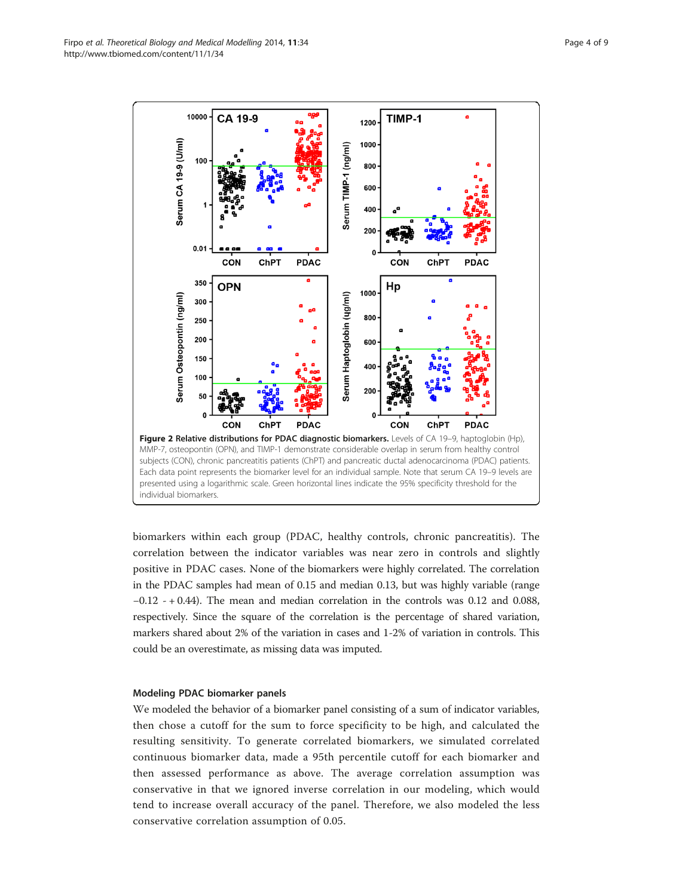**Figure 2 Relative distributions for PDAC diagnostic biomarkers.** Levels of CA 19–9, haptoglobin (Hp), MMP-7, osteopontin (OPN), and TIMP-1 demonstrate considerable overlap in serum from healthy control subjects (CON), chronic pancreatitis patients (ChPT) and pancreatic ductal adenocarcinoma (PDAC) patients. Each data point represents the biomarker level for an individual sample. Note that serum CA 19–9 levels are presented using a logarithmic scale. Green horizontal lines indicate the 95% specificity threshold for the individual biomarkers.

biomarkers within each group (PDAC, healthy controls, chronic pancreatitis). The correlation between the indicator variables was near zero in controls and slightly positive in PDAC cases. None of the biomarkers were highly correlated. The correlation in the PDAC samples had mean of 0.15 and median 0.13, but was highly variable (range −0.12 - + 0.44). The mean and median correlation in the controls was 0.12 and 0.088, respectively. Since the square of the correlation is the percentage of shared variation, markers shared about 2% of the variation in cases and 1-2% of variation in controls. This could be an overestimate, as missing data was imputed.

### Modeling PDAC biomarker panels

We modeled the behavior of a biomarker panel consisting of a sum of indicator variables, then chose a cutoff for the sum to force specificity to be high, and calculated the resulting sensitivity. To generate correlated biomarkers, we simulated correlated continuous biomarker data, made a 95th percentile cutoff for each biomarker and then assessed performance as above. The average correlation assumption was conservative in that we ignored inverse correlation in our modeling, which would tend to increase overall accuracy of the panel. Therefore, we also modeled the less conservative correlation assumption of 0.05.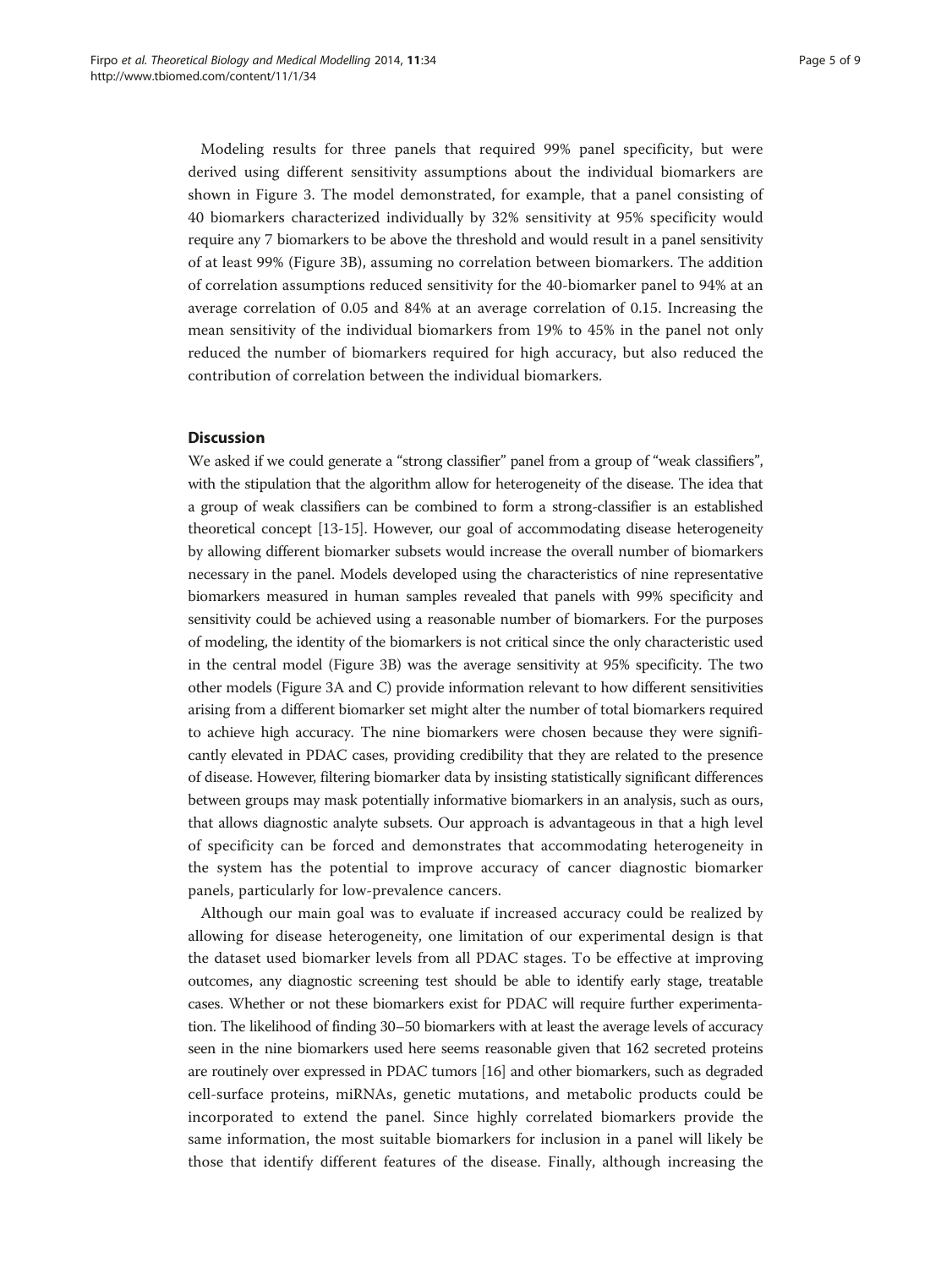Modeling results for three panels that required 99% panel specificity, but were derived using different sensitivity assumptions about the individual biomarkers are shown in Figure 3. The model demonstrated, for example, that a panel consisting of 40 biomarkers characterized individually by 32% sensitivity at 95% specificity would require any 7 biomarkers to be above the threshold and would result in a panel sensitivity of at least 99% (Figure 3B), assuming no correlation between biomarkers. The addition of correlation assumptions reduced sensitivity for the 40-biomarker panel to 94% at an average correlation of 0.05 and 84% at an average correlation of 0.15. Increasing the mean sensitivity of the individual biomarkers from 19% to 45% in the panel not only reduced the number of biomarkers required for high accuracy, but also reduced the contribution of correlation between the individual biomarkers.

## Discussion

We asked if we could generate a "strong classifier" panel from a group of "weak classifiers", with the stipulation that the algorithm allow for heterogeneity of the disease. The idea that a group of weak classifiers can be combined to form a strong-classifier is an established theoretical concept [13-15]. However, our goal of accommodating disease heterogeneity by allowing different biomarker subsets would increase the overall number of biomarkers necessary in the panel. Models developed using the characteristics of nine representative biomarkers measured in human samples revealed that panels with 99% specificity and sensitivity could be achieved using a reasonable number of biomarkers. For the purposes of modeling, the identity of the biomarkers is not critical since the only characteristic used in the central model (Figure 3B) was the average sensitivity at 95% specificity. The two other models (Figure 3A and C) provide information relevant to how different sensitivities arising from a different biomarker set might alter the number of total biomarkers required to achieve high accuracy. The nine biomarkers were chosen because they were significantly elevated in PDAC cases, providing credibility that they are related to the presence of disease. However, filtering biomarker data by insisting statistically significant differences between groups may mask potentially informative biomarkers in an analysis, such as ours, that allows diagnostic analyte subsets. Our approach is advantageous in that a high level of specificity can be forced and demonstrates that accommodating heterogeneity in the system has the potential to improve accuracy of cancer diagnostic biomarker panels, particularly for low-prevalence cancers.

Although our main goal was to evaluate if increased accuracy could be realized by allowing for disease heterogeneity, one limitation of our experimental design is that the dataset used biomarker levels from all PDAC stages. To be effective at improving outcomes, any diagnostic screening test should be able to identify early stage, treatable cases. Whether or not these biomarkers exist for PDAC will require further experimentation. The likelihood of finding 30–50 biomarkers with at least the average levels of accuracy seen in the nine biomarkers used here seems reasonable given that 162 secreted proteins are routinely over expressed in PDAC tumors [16] and other biomarkers, such as degraded cell-surface proteins, miRNAs, genetic mutations, and metabolic products could be incorporated to extend the panel. Since highly correlated biomarkers provide the same information, the most suitable biomarkers for inclusion in a panel will likely be those that identify different features of the disease. Finally, although increasing the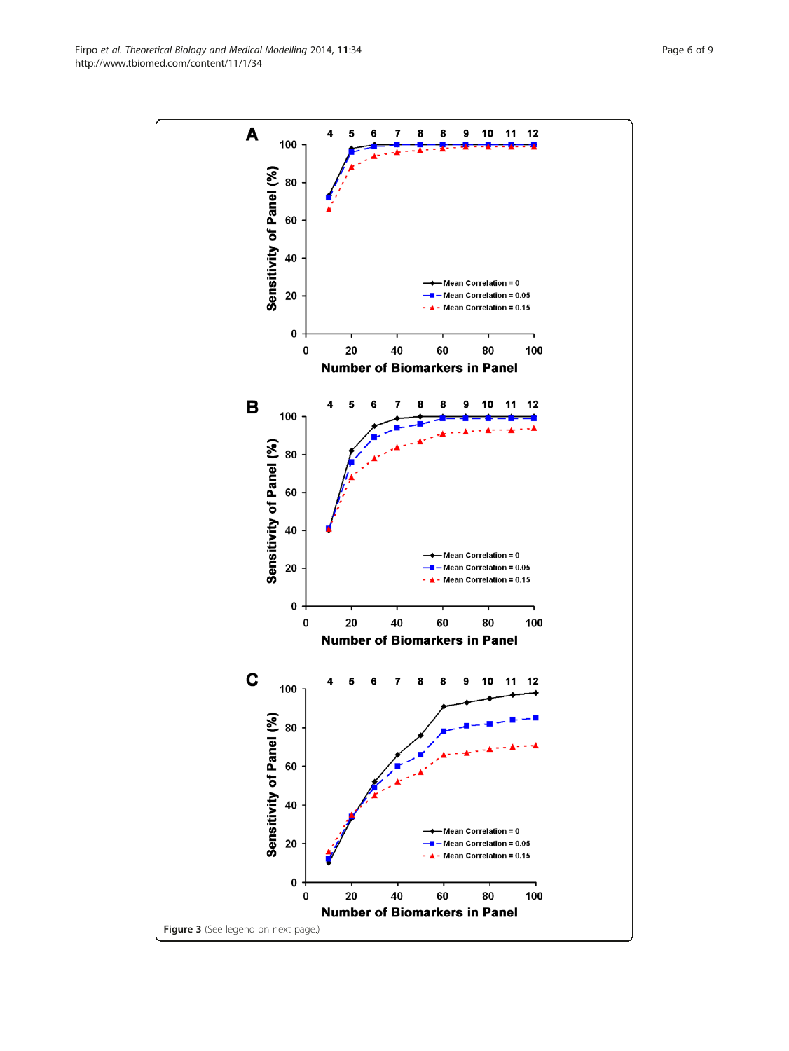**Figure 3** (See legend on next page.)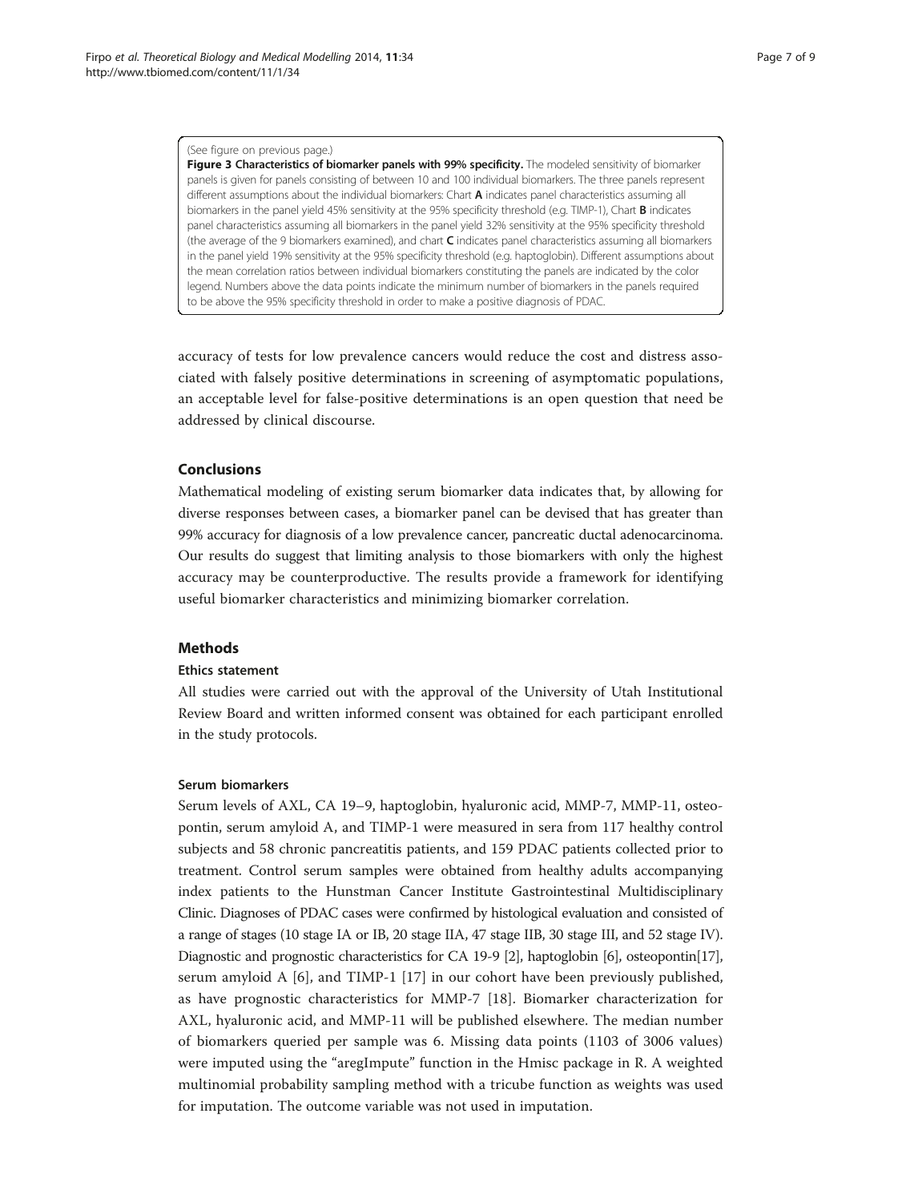(See figure on previous page.)

**Figure 3 Characteristics of biomarker panels with 99% specificity.** The modeled sensitivity of biomarker panels is given for panels consisting of between 10 and 100 individual biomarkers. The three panels represent different assumptions about the individual biomarkers: Chart **A** indicates panel characteristics assuming all biomarkers in the panel yield 45% sensitivity at the 95% specificity threshold (e.g. TIMP-1), Chart **B** indicates panel characteristics assuming all biomarkers in the panel yield 32% sensitivity at the 95% specificity threshold (the average of the 9 biomarkers examined), and chart **C** indicates panel characteristics assuming all biomarkers in the panel yield 19% sensitivity at the 95% specificity threshold (e.g. haptoglobin). Different assumptions about the mean correlation ratios between individual biomarkers constituting the panels are indicated by the color legend. Numbers above the data points indicate the minimum number of biomarkers in the panels required to be above the 95% specificity threshold in order to make a positive diagnosis of PDAC.

accuracy of tests for low prevalence cancers would reduce the cost and distress associated with falsely positive determinations in screening of asymptomatic populations, an acceptable level for false-positive determinations is an open question that need be addressed by clinical discourse.

## Conclusions

Mathematical modeling of existing serum biomarker data indicates that, by allowing for diverse responses between cases, a biomarker panel can be devised that has greater than 99% accuracy for diagnosis of a low prevalence cancer, pancreatic ductal adenocarcinoma. Our results do suggest that limiting analysis to those biomarkers with only the highest accuracy may be counterproductive. The results provide a framework for identifying useful biomarker characteristics and minimizing biomarker correlation.

## Methods

### Ethics statement

All studies were carried out with the approval of the University of Utah Institutional Review Board and written informed consent was obtained for each participant enrolled in the study protocols.

### Serum biomarkers

Serum levels of AXL, CA 19–9, haptoglobin, hyaluronic acid, MMP-7, MMP-11, osteopontin, serum amyloid A, and TIMP-1 were measured in sera from 117 healthy control subjects and 58 chronic pancreatitis patients, and 159 PDAC patients collected prior to treatment. Control serum samples were obtained from healthy adults accompanying index patients to the Hunstman Cancer Institute Gastrointestinal Multidisciplinary Clinic. Diagnoses of PDAC cases were confirmed by histological evaluation and consisted of a range of stages (10 stage IA or IB, 20 stage IIA, 47 stage IIB, 30 stage III, and 52 stage IV). Diagnostic and prognostic characteristics for CA 19-9 [2], haptoglobin [6], osteopontin[17], serum amyloid A [6], and TIMP-1 [17] in our cohort have been previously published, as have prognostic characteristics for MMP-7 [18]. Biomarker characterization for AXL, hyaluronic acid, and MMP-11 will be published elsewhere. The median number of biomarkers queried per sample was 6. Missing data points (1103 of 3006 values) were imputed using the "aregImpute" function in the Hmisc package in R. A weighted multinomial probability sampling method with a tricube function as weights was used for imputation. The outcome variable was not used in imputation.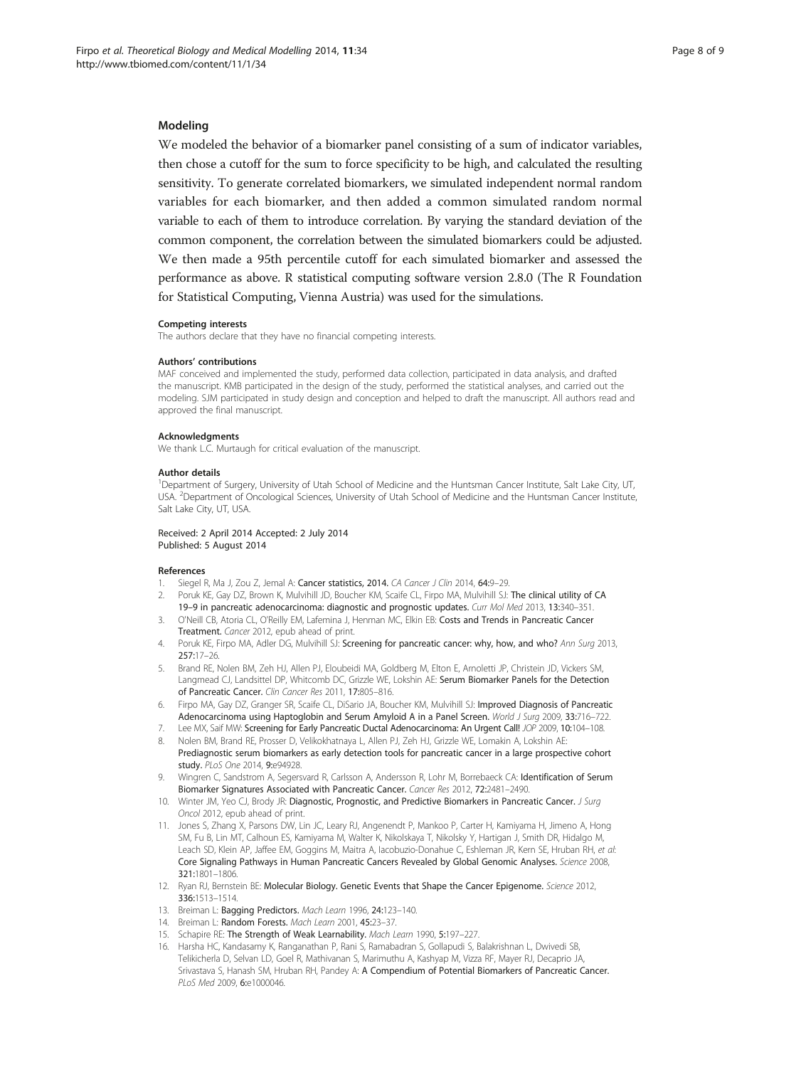### Modeling

We modeled the behavior of a biomarker panel consisting of a sum of indicator variables, then chose a cutoff for the sum to force specificity to be high, and calculated the resulting sensitivity. To generate correlated biomarkers, we simulated independent normal random variables for each biomarker, and then added a common simulated random normal variable to each of them to introduce correlation. By varying the standard deviation of the common component, the correlation between the simulated biomarkers could be adjusted. We then made a 95th percentile cutoff for each simulated biomarker and assessed the performance as above. R statistical computing software version 2.8.0 (The R Foundation for Statistical Computing, Vienna Austria) was used for the simulations.

#### Competing interests

The authors declare that they have no financial competing interests.

#### Authors' contributions

MAF conceived and implemented the study, performed data collection, participated in data analysis, and drafted the manuscript. KMB participated in the design of the study, performed the statistical analyses, and carried out the modeling. SJM participated in study design and conception and helped to draft the manuscript. All authors read and approved the final manuscript.

#### Acknowledgments

We thank L.C. Murtaugh for critical evaluation of the manuscript.

#### Author details

[1]Department of Surgery, University of Utah School of Medicine and the Huntsman Cancer Institute, Salt Lake City, UT, USA. [2]Department of Oncological Sciences, University of Utah School of Medicine and the Huntsman Cancer Institute, Salt Lake City, UT, USA.

Received: 2 April 2014 Accepted: 2 July 2014
Published: 5 August 2014

#### References

1. Siegel R, Ma J, Zou Z, Jemal A: **Cancer statistics, 2014.** *CA Cancer J Clin* 2014, **64**:9–29.
2. Poruk KE, Gay DZ, Brown K, Mulvihill JD, Boucher KM, Scaife CL, Firpo MA, Mulvihill SJ: **The clinical utility of CA 19–9 in pancreatic adenocarcinoma: diagnostic and prognostic updates.** *Curr Mol Med* 2013, **13**:340–351.
3. O'Neill CB, Atoria CL, O'Reilly EM, Lafemina J, Henman MC, Elkin EB: **Costs and Trends in Pancreatic Cancer Treatment.** *Cancer* 2012, epub ahead of print.
4. Poruk KE, Firpo MA, Adler DG, Mulvihill SJ: **Screening for pancreatic cancer: why, how, and who?** *Ann Surg* 2013, **257**:17–26.
5. Brand RE, Nolen BM, Zeh HJ, Allen PJ, Eloubeidi MA, Goldberg M, Elton E, Arnoletti JP, Christein JD, Vickers SM, Langmead CJ, Landsittel DP, Whitcomb DC, Grizzle WE, Lokshin AE: **Serum Biomarker Panels for the Detection of Pancreatic Cancer.** *Clin Cancer Res* 2011, **17**:805–816.
6. Firpo MA, Gay DZ, Granger SR, Scaife CL, DiSario JA, Boucher KM, Mulvihill SJ: **Improved Diagnosis of Pancreatic Adenocarcinoma using Haptoglobin and Serum Amyloid A in a Panel Screen.** *World J Surg* 2009, **33**:716–722.
7. Lee MX, Saif MW: **Screening for Early Pancreatic Ductal Adenocarcinoma: An Urgent Call!** *JOP* 2009, **10**:104–108.
8. Nolen BM, Brand RE, Prosser D, Velikokhatnaya L, Allen PJ, Zeh HJ, Grizzle WE, Lomakin A, Lokshin AE: **Prediagnostic serum biomarkers as early detection tools for pancreatic cancer in a large prospective cohort study.** *PLoS One* 2014, **9**:e94928.
9. Wingren C, Sandstrom A, Segersvard R, Carlsson A, Andersson R, Lohr M, Borrebaeck CA: **Identification of Serum Biomarker Signatures Associated with Pancreatic Cancer.** *Cancer Res* 2012, **72**:2481–2490.
10. Winter JM, Yeo CJ, Brody JR: **Diagnostic, Prognostic, and Predictive Biomarkers in Pancreatic Cancer.** *J Surg Oncol* 2012, epub ahead of print.
11. Jones S, Zhang X, Parsons DW, Lin JC, Leary RJ, Angenendt P, Mankoo P, Carter H, Kamiyama H, Jimeno A, Hong SM, Fu B, Lin MT, Calhoun ES, Kamiyama M, Walter K, Nikolskaya T, Nikolsky Y, Hartigan J, Smith DR, Hidalgo M, Leach SD, Klein AP, Jaffee EM, Goggins M, Maitra A, Iacobuzio-Donahue C, Eshleman JR, Kern SE, Hruban RH, *et al*: **Core Signaling Pathways in Human Pancreatic Cancers Revealed by Global Genomic Analyses.** *Science* 2008, **321**:1801–1806.
12. Ryan RJ, Bernstein BE: **Molecular Biology. Genetic Events that Shape the Cancer Epigenome.** *Science* 2012, **336**:1513–1514.
13. Breiman L: **Bagging Predictors.** *Mach Learn* 1996, **24**:123–140.
14. Breiman L: **Random Forests.** *Mach Learn* 2001, **45**:23–37.
15. Schapire RE: **The Strength of Weak Learnability.** *Mach Learn* 1990, **5**:197–227.
16. Harsha HC, Kandasamy K, Ranganathan P, Rani S, Ramabadran S, Gollapudi S, Balakrishnan L, Dwivedi SB, Telikicherla D, Selvan LD, Goel R, Mathivanan S, Marimuthu A, Kashyap M, Vizza RF, Mayer RJ, Decaprio JA, Srivastava S, Hanash SM, Hruban RH, Pandey A: **A Compendium of Potential Biomarkers of Pancreatic Cancer.** *PLoS Med* 2009, **6**:e1000046.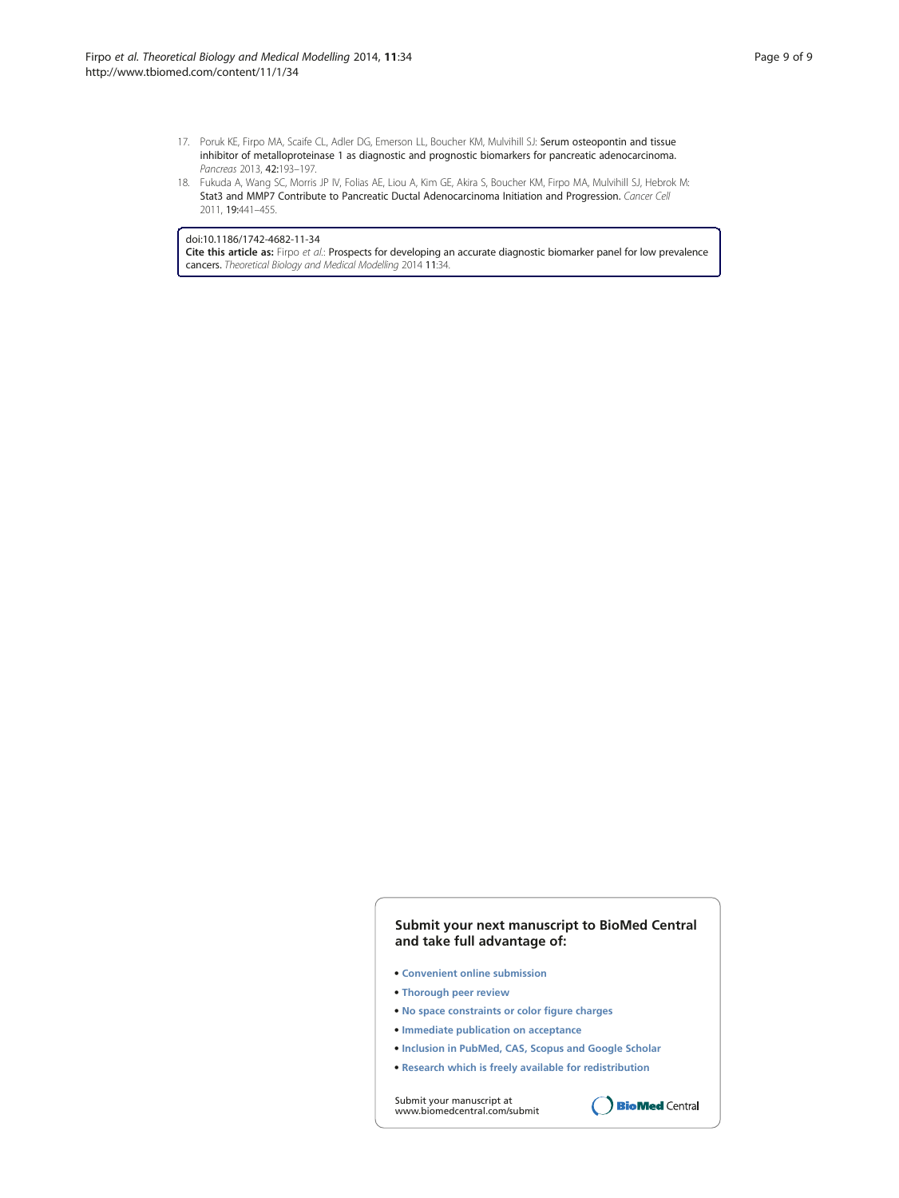17. Poruk KE, Firpo MA, Scaife CL, Adler DG, Emerson LL, Boucher KM, Mulvihill SJ: **Serum osteopontin and tissue inhibitor of metalloproteinase 1 as diagnostic and prognostic biomarkers for pancreatic adenocarcinoma.** *Pancreas* 2013, **42:**193–197.
18. Fukuda A, Wang SC, Morris JP IV, Folias AE, Liou A, Kim GE, Akira S, Boucher KM, Firpo MA, Mulvihill SJ, Hebrok M: **Stat3 and MMP7 Contribute to Pancreatic Ductal Adenocarcinoma Initiation and Progression.** *Cancer Cell* 2011, **19:**441–455.

doi:10.1186/1742-4682-11-34
**Cite this article as:** Firpo *et al.*: **Prospects for developing an accurate diagnostic biomarker panel for low prevalence cancers.** *Theoretical Biology and Medical Modelling* 2014 **11**:34.

**Submit your next manuscript to BioMed Central and take full advantage of:**

- **Convenient online submission**
- **Thorough peer review**
- **No space constraints or color figure charges**
- **Immediate publication on acceptance**
- **Inclusion in PubMed, CAS, Scopus and Google Scholar**
- **Research which is freely available for redistribution**

Submit your manuscript at
www.biomedcentral.com/submit

BioMed Central